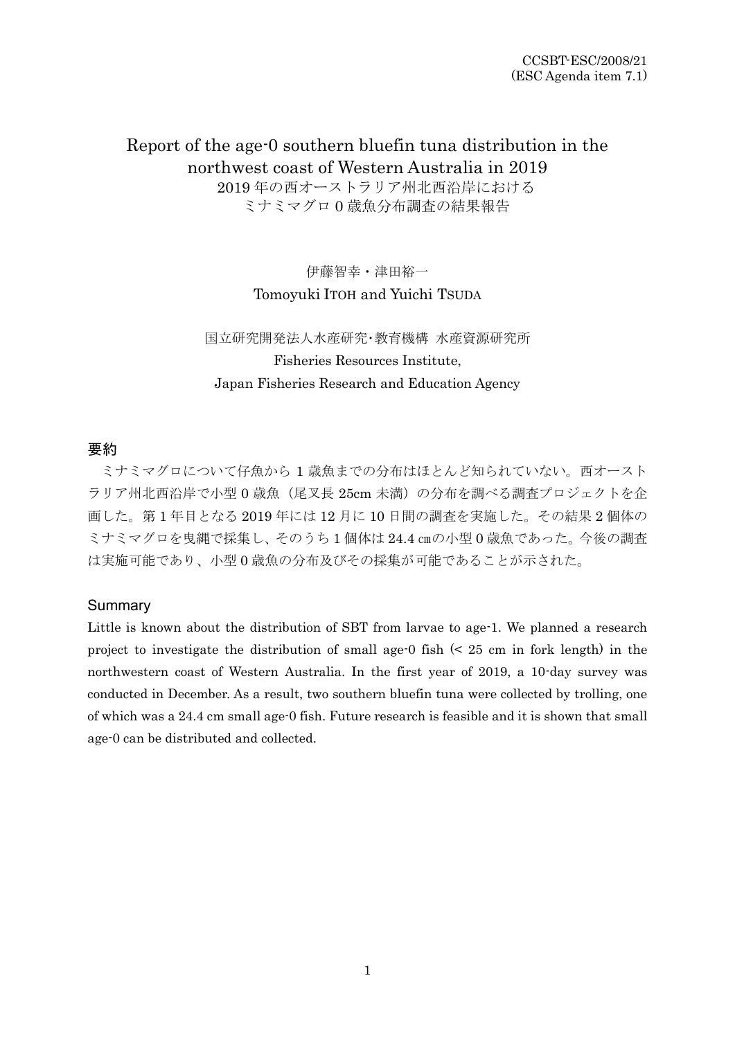CCSBT-ESC/2008/21
(ESC Agenda item 7.1)

# Report of the age-0 southern bluefin tuna distribution in the northwest coast of Western Australia in 2019

2019 年の西オーストラリア州北西沿岸における
ミナミマグロ 0 歳魚分布調査の結果報告

伊藤智幸・津田裕一
Tomoyuki ITOH and Yuichi TSUDA

国立研究開発法人水産研究･教育機構 水産資源研究所
Fisheries Resources Institute,
Japan Fisheries Research and Education Agency

## 要約

ミナミマグロについて仔魚から 1 歳魚までの分布はほとんど知られていない。西オーストラリア州北西沿岸で小型 0 歳魚（尾叉長 25cm 未満）の分布を調べる調査プロジェクトを企画した。第 1 年目となる 2019 年には 12 月に 10 日間の調査を実施した。その結果 2 個体のミナミマグロを曳縄で採集し、そのうち 1 個体は 24.4 ㎝の小型 0 歳魚であった。今後の調査は実施可能であり、小型 0 歳魚の分布及びその採集が可能であることが示された。

## Summary

Little is known about the distribution of SBT from larvae to age-1. We planned a research project to investigate the distribution of small age-0 fish (< 25 cm in fork length) in the northwestern coast of Western Australia. In the first year of 2019, a 10-day survey was conducted in December. As a result, two southern bluefin tuna were collected by trolling, one of which was a 24.4 cm small age-0 fish. Future research is feasible and it is shown that small age-0 can be distributed and collected.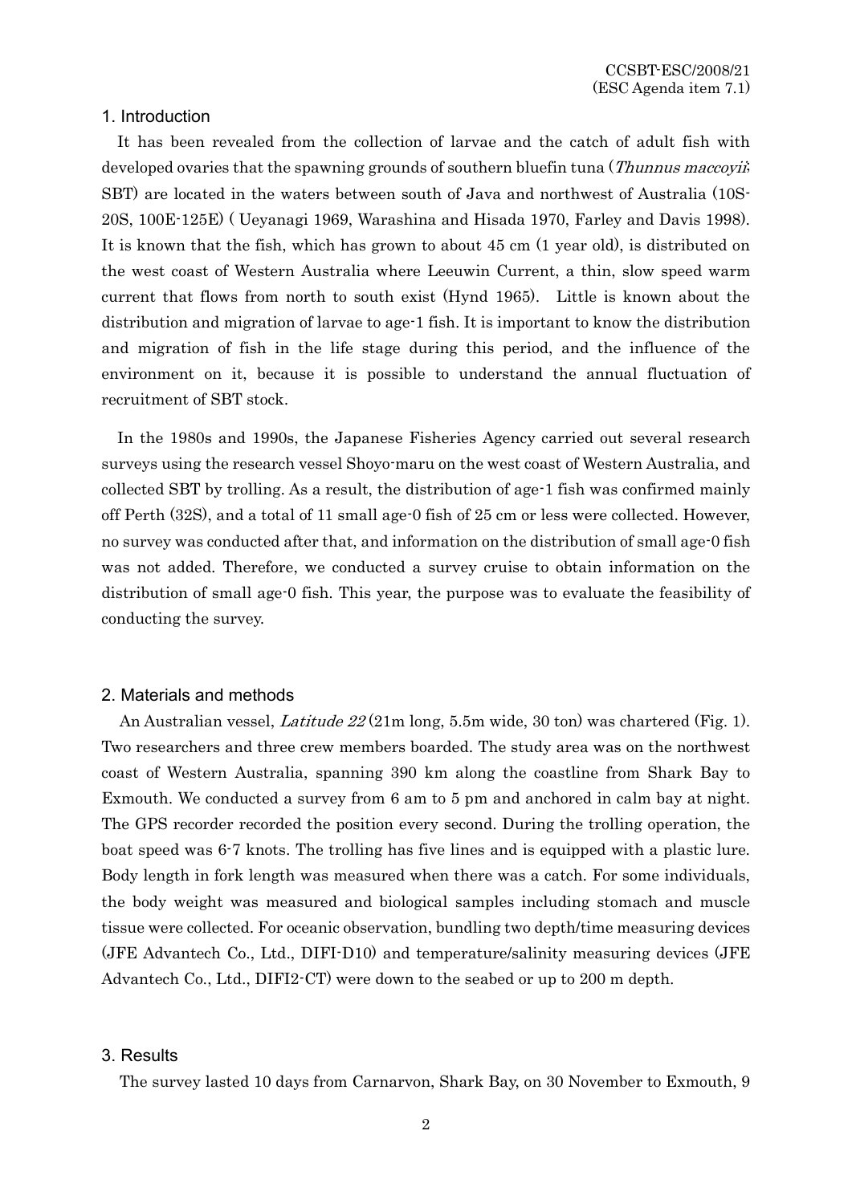## 1. Introduction

It has been revealed from the collection of larvae and the catch of adult fish with developed ovaries that the spawning grounds of southern bluefin tuna (*Thunnus maccoyii*: SBT) are located in the waters between south of Java and northwest of Australia (10S-20S, 100E-125E) ( Ueyanagi 1969, Warashina and Hisada 1970, Farley and Davis 1998). It is known that the fish, which has grown to about 45 cm (1 year old), is distributed on the west coast of Western Australia where Leeuwin Current, a thin, slow speed warm current that flows from north to south exist (Hynd 1965). Little is known about the distribution and migration of larvae to age-1 fish. It is important to know the distribution and migration of fish in the life stage during this period, and the influence of the environment on it, because it is possible to understand the annual fluctuation of recruitment of SBT stock.

In the 1980s and 1990s, the Japanese Fisheries Agency carried out several research surveys using the research vessel Shoyo-maru on the west coast of Western Australia, and collected SBT by trolling. As a result, the distribution of age-1 fish was confirmed mainly off Perth (32S), and a total of 11 small age-0 fish of 25 cm or less were collected. However, no survey was conducted after that, and information on the distribution of small age-0 fish was not added. Therefore, we conducted a survey cruise to obtain information on the distribution of small age-0 fish. This year, the purpose was to evaluate the feasibility of conducting the survey.

## 2. Materials and methods

An Australian vessel, *Latitude 22* (21m long, 5.5m wide, 30 ton) was chartered (Fig. 1). Two researchers and three crew members boarded. The study area was on the northwest coast of Western Australia, spanning 390 km along the coastline from Shark Bay to Exmouth. We conducted a survey from 6 am to 5 pm and anchored in calm bay at night. The GPS recorder recorded the position every second. During the trolling operation, the boat speed was 6-7 knots. The trolling has five lines and is equipped with a plastic lure. Body length in fork length was measured when there was a catch. For some individuals, the body weight was measured and biological samples including stomach and muscle tissue were collected. For oceanic observation, bundling two depth/time measuring devices (JFE Advantech Co., Ltd., DIFI-D10) and temperature/salinity measuring devices (JFE Advantech Co., Ltd., DIFI2-CT) were down to the seabed or up to 200 m depth.

## 3. Results

The survey lasted 10 days from Carnarvon, Shark Bay, on 30 November to Exmouth, 9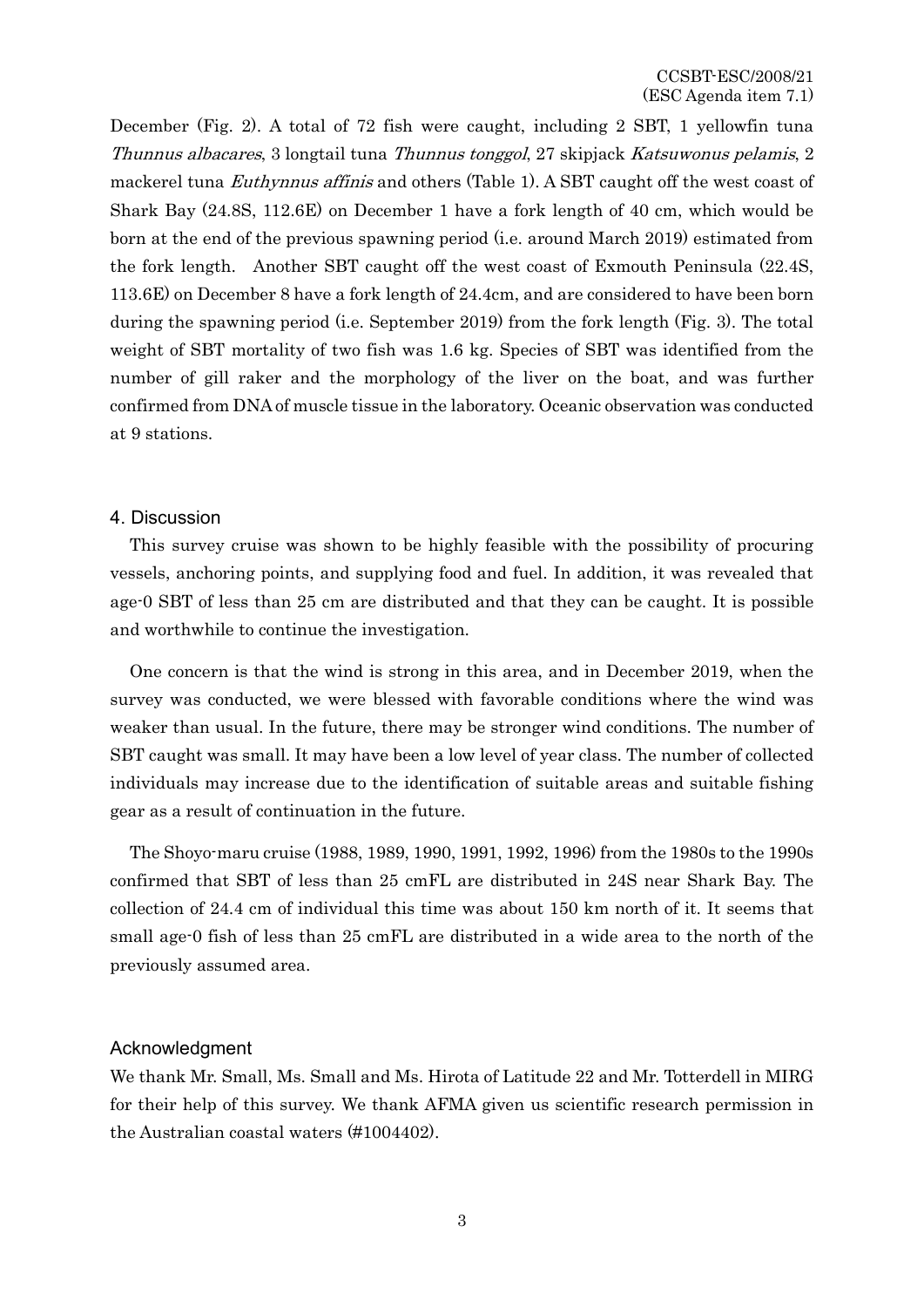December (Fig. 2). A total of 72 fish were caught, including 2 SBT, 1 yellowfin tuna *Thunnus albacares*, 3 longtail tuna *Thunnus tonggol*, 27 skipjack *Katsuwonus pelamis*, 2 mackerel tuna *Euthynnus affinis* and others (Table 1). A SBT caught off the west coast of Shark Bay (24.8S, 112.6E) on December 1 have a fork length of 40 cm, which would be born at the end of the previous spawning period (i.e. around March 2019) estimated from the fork length. Another SBT caught off the west coast of Exmouth Peninsula (22.4S, 113.6E) on December 8 have a fork length of 24.4cm, and are considered to have been born during the spawning period (i.e. September 2019) from the fork length (Fig. 3). The total weight of SBT mortality of two fish was 1.6 kg. Species of SBT was identified from the number of gill raker and the morphology of the liver on the boat, and was further confirmed from DNA of muscle tissue in the laboratory. Oceanic observation was conducted at 9 stations.

## 4. Discussion

This survey cruise was shown to be highly feasible with the possibility of procuring vessels, anchoring points, and supplying food and fuel. In addition, it was revealed that age-0 SBT of less than 25 cm are distributed and that they can be caught. It is possible and worthwhile to continue the investigation.

One concern is that the wind is strong in this area, and in December 2019, when the survey was conducted, we were blessed with favorable conditions where the wind was weaker than usual. In the future, there may be stronger wind conditions. The number of SBT caught was small. It may have been a low level of year class. The number of collected individuals may increase due to the identification of suitable areas and suitable fishing gear as a result of continuation in the future.

The Shoyo-maru cruise (1988, 1989, 1990, 1991, 1992, 1996) from the 1980s to the 1990s confirmed that SBT of less than 25 cmFL are distributed in 24S near Shark Bay. The collection of 24.4 cm of individual this time was about 150 km north of it. It seems that small age-0 fish of less than 25 cmFL are distributed in a wide area to the north of the previously assumed area.

## Acknowledgment

We thank Mr. Small, Ms. Small and Ms. Hirota of Latitude 22 and Mr. Totterdell in MIRG for their help of this survey. We thank AFMA given us scientific research permission in the Australian coastal waters (#1004402).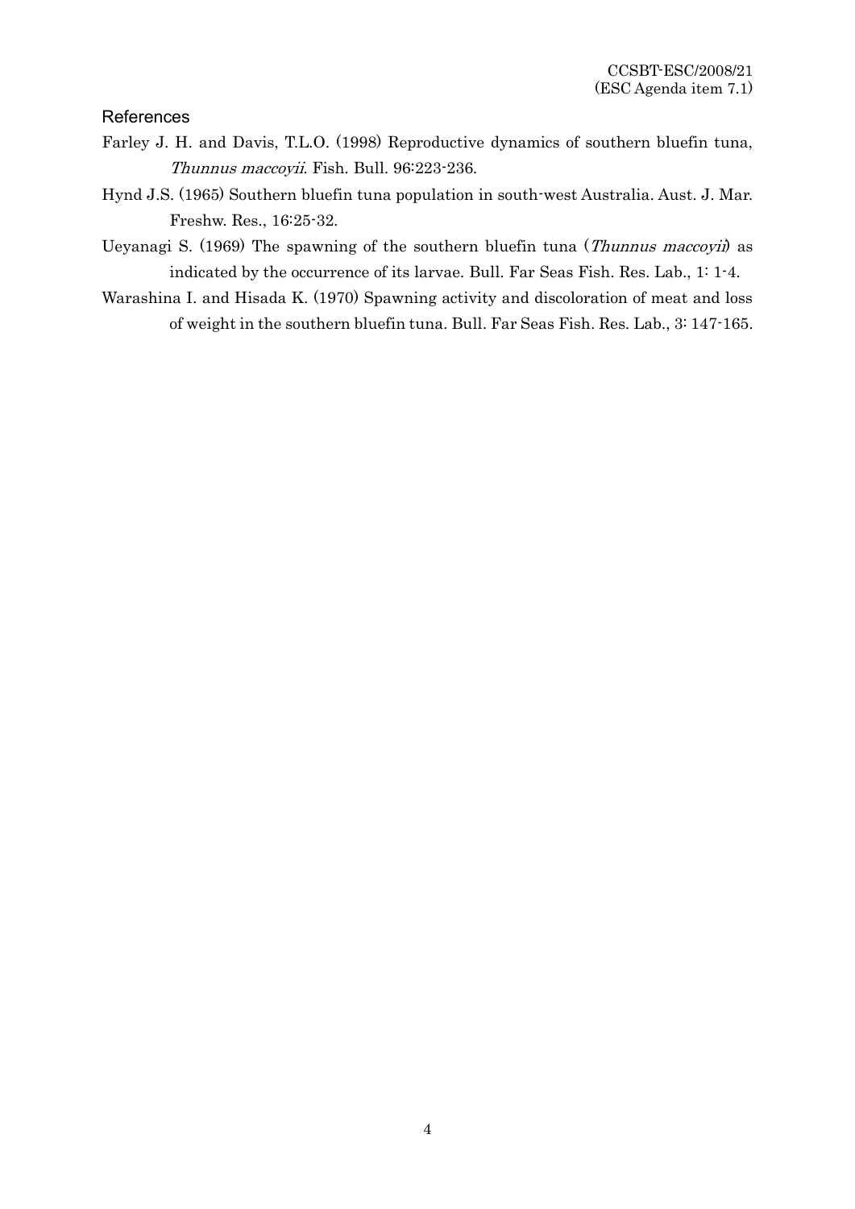## References

Farley J. H. and Davis, T.L.O. (1998) Reproductive dynamics of southern bluefin tuna, *Thunnus maccoyii*. Fish. Bull. 96:223-236.

Hynd J.S. (1965) Southern bluefin tuna population in south-west Australia. Aust. J. Mar. Freshw. Res., 16:25-32.

Ueyanagi S. (1969) The spawning of the southern bluefin tuna (*Thunnus maccoyii*) as indicated by the occurrence of its larvae. Bull. Far Seas Fish. Res. Lab., 1: 1-4.

Warashina I. and Hisada K. (1970) Spawning activity and discoloration of meat and loss of weight in the southern bluefin tuna. Bull. Far Seas Fish. Res. Lab., 3: 147-165.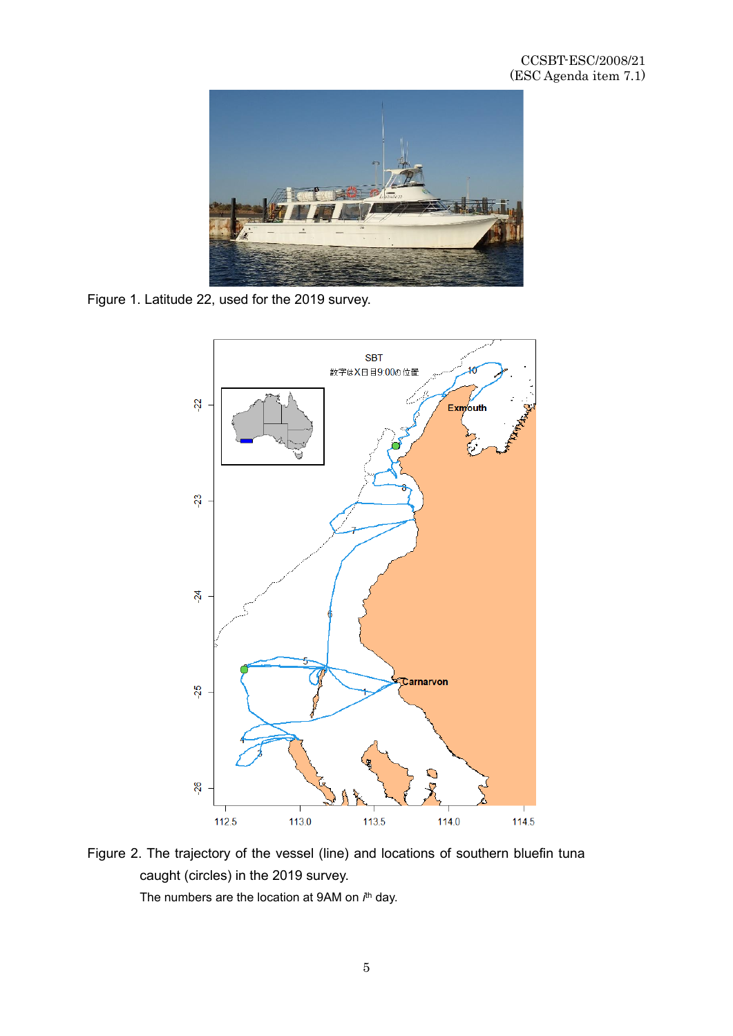Figure 1. Latitude 22, used for the 2019 survey.

Figure 2. The trajectory of the vessel (line) and locations of southern bluefin tuna caught (circles) in the 2019 survey.

The numbers are the location at 9AM on $i^{th}$ day.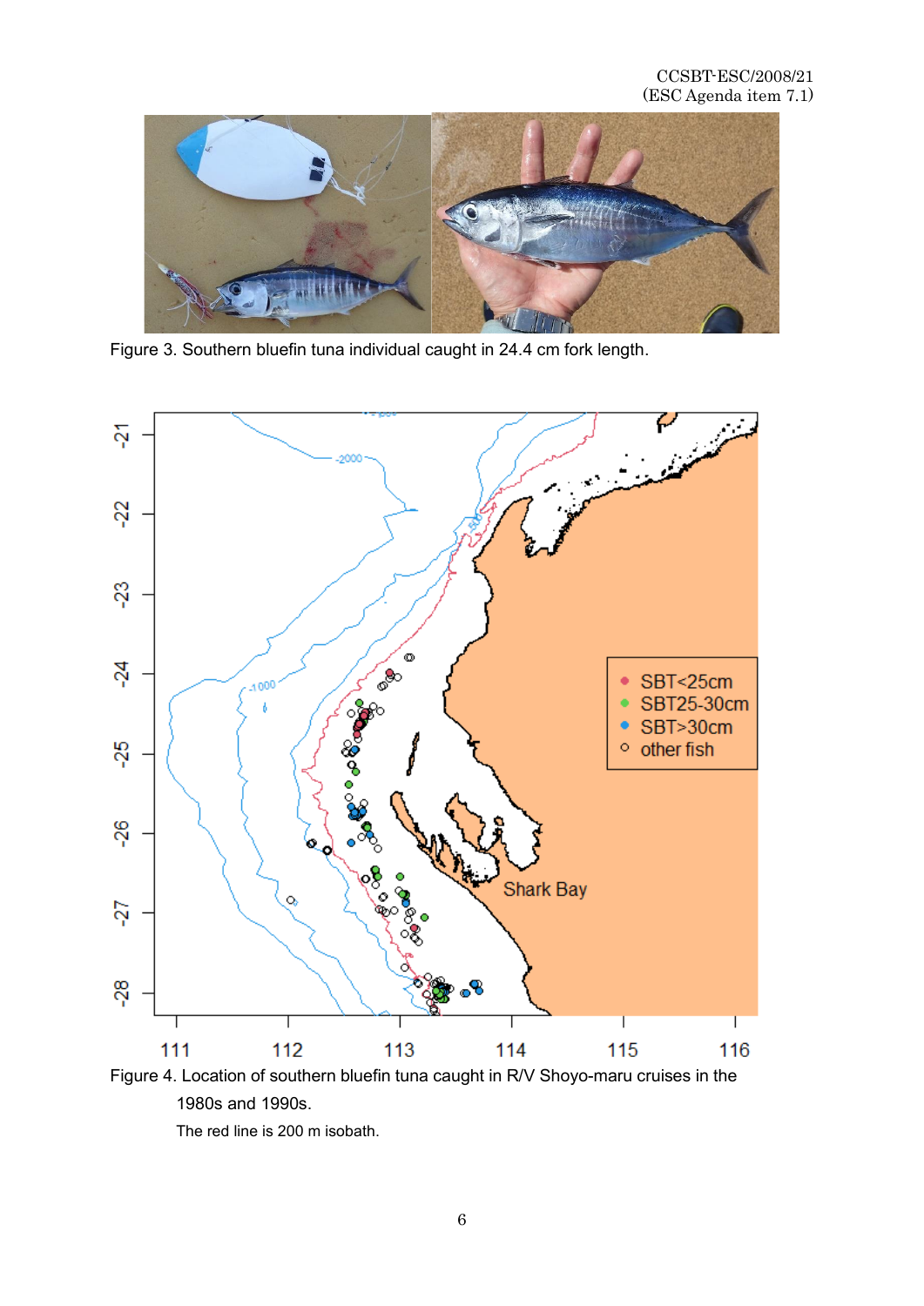Figure 3. Southern bluefin tuna individual caught in 24.4 cm fork length.

Figure 4. Location of southern bluefin tuna caught in R/V Shoyo-maru cruises in the 1980s and 1990s.

The red line is 200 m isobath.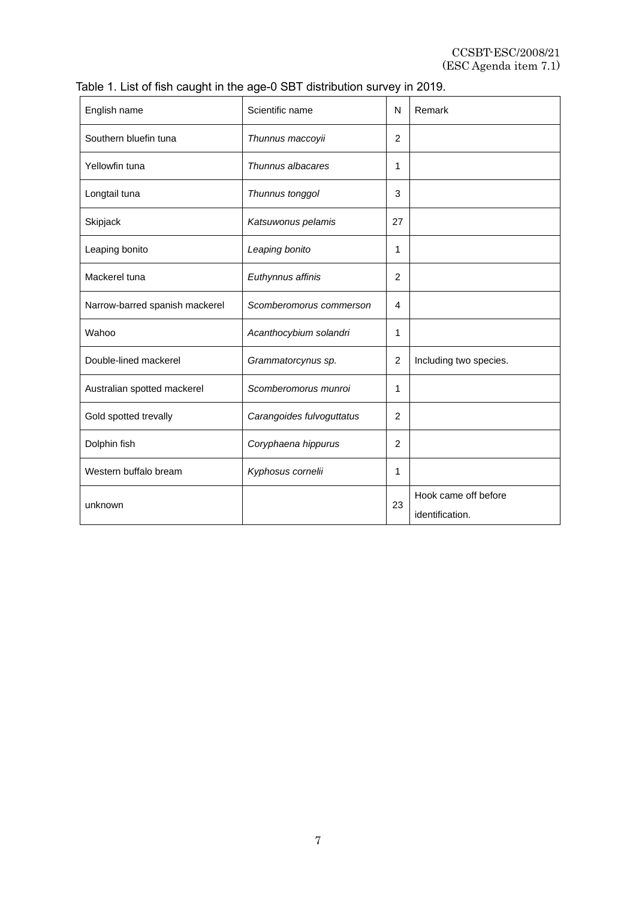Table 1. List of fish caught in the age-0 SBT distribution survey in 2019.

| English name | Scientific name | N | Remark |
|---|---|---|---|
| Southern bluefin tuna | *Thunnus maccoyii* | 2 | |
| Yellowfin tuna | *Thunnus albacares* | 1 | |
| Longtail tuna | *Thunnus tonggol* | 3 | |
| Skipjack | *Katsuwonus pelamis* | 27 | |
| Leaping bonito | *Leaping bonito* | 1 | |
| Mackerel tuna | *Euthynnus affinis* | 2 | |
| Narrow-barred spanish mackerel | *Scomberomorus commerson* | 4 | |
| Wahoo | *Acanthocybium solandri* | 1 | |
| Double-lined mackerel | *Grammatorcynus sp.* | 2 | Including two species. |
| Australian spotted mackerel | *Scomberomorus munroi* | 1 | |
| Gold spotted trevally | *Carangoides fulvoguttatus* | 2 | |
| Dolphin fish | *Coryphaena hippurus* | 2 | |
| Western buffalo bream | *Kyphosus cornelii* | 1 | |
| unknown | | 23 | Hook came off before identification. |